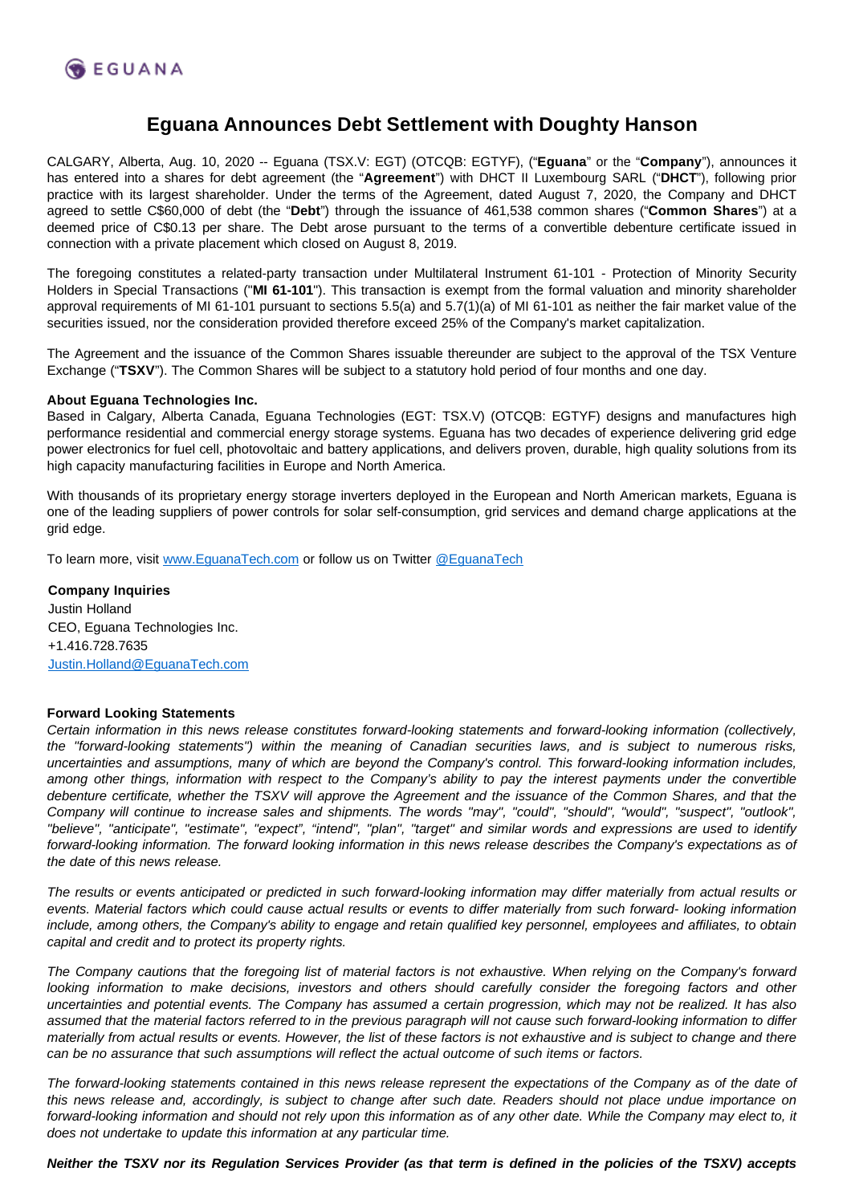# Eguana Announces Debt Settlement with Doughty Hanson

CALGARY, Alberta, Aug. 10, 2020 -- Eguana (TSX.V: EGT) (OTCQB: EGTYF), ("**Eguana**" or the "**Company**"), announces it has entered into a shares for debt agreement (the "**Agreement**") with DHCT II Luxembourg SARL ("**DHCT**"), following prior practice with its largest shareholder. Under the terms of the Agreement, dated August 7, 2020, the Company and DHCT agreed to settle C$60,000 of debt (the "**Debt**") through the issuance of 461,538 common shares ("**Common Shares**") at a deemed price of C$0.13 per share. The Debt arose pursuant to the terms of a convertible debenture certificate issued in connection with a private placement which closed on August 8, 2019.

The foregoing constitutes a related-party transaction under Multilateral Instrument 61-101 - Protection of Minority Security Holders in Special Transactions ("**MI 61-101**"). This transaction is exempt from the formal valuation and minority shareholder approval requirements of MI 61-101 pursuant to sections 5.5(a) and 5.7(1)(a) of MI 61-101 as neither the fair market value of the securities issued, nor the consideration provided therefore exceed 25% of the Company's market capitalization.

The Agreement and the issuance of the Common Shares issuable thereunder are subject to the approval of the TSX Venture Exchange ("**TSXV**"). The Common Shares will be subject to a statutory hold period of four months and one day.

**About Eguana Technologies Inc.**
Based in Calgary, Alberta Canada, Eguana Technologies (EGT: TSX.V) (OTCQB: EGTYF) designs and manufactures high performance residential and commercial energy storage systems. Eguana has two decades of experience delivering grid edge power electronics for fuel cell, photovoltaic and battery applications, and delivers proven, durable, high quality solutions from its high capacity manufacturing facilities in Europe and North America.

With thousands of its proprietary energy storage inverters deployed in the European and North American markets, Eguana is one of the leading suppliers of power controls for solar self-consumption, grid services and demand charge applications at the grid edge.

To learn more, visit www.EguanaTech.com or follow us on Twitter @EguanaTech

**Company Inquiries**
Justin Holland
CEO, Eguana Technologies Inc.
+1.416.728.7635
Justin.Holland@EguanaTech.com

**Forward Looking Statements**
*Certain information in this news release constitutes forward-looking statements and forward-looking information (collectively, the "forward-looking statements") within the meaning of Canadian securities laws, and is subject to numerous risks, uncertainties and assumptions, many of which are beyond the Company's control. This forward-looking information includes, among other things, information with respect to the Company's ability to pay the interest payments under the convertible debenture certificate, whether the TSXV will approve the Agreement and the issuance of the Common Shares, and that the Company will continue to increase sales and shipments. The words "may", "could", "should", "would", "suspect", "outlook", "believe", "anticipate", "estimate", "expect", "intend", "plan", "target" and similar words and expressions are used to identify forward-looking information. The forward looking information in this news release describes the Company's expectations as of the date of this news release.*

*The results or events anticipated or predicted in such forward-looking information may differ materially from actual results or events. Material factors which could cause actual results or events to differ materially from such forward- looking information include, among others, the Company's ability to engage and retain qualified key personnel, employees and affiliates, to obtain capital and credit and to protect its property rights.*

*The Company cautions that the foregoing list of material factors is not exhaustive. When relying on the Company's forward looking information to make decisions, investors and others should carefully consider the foregoing factors and other uncertainties and potential events. The Company has assumed a certain progression, which may not be realized. It has also assumed that the material factors referred to in the previous paragraph will not cause such forward-looking information to differ materially from actual results or events. However, the list of these factors is not exhaustive and is subject to change and there can be no assurance that such assumptions will reflect the actual outcome of such items or factors.*

*The forward-looking statements contained in this news release represent the expectations of the Company as of the date of this news release and, accordingly, is subject to change after such date. Readers should not place undue importance on forward-looking information and should not rely upon this information as of any other date. While the Company may elect to, it does not undertake to update this information at any particular time.*

***Neither the TSXV nor its Regulation Services Provider (as that term is defined in the policies of the TSXV) accepts***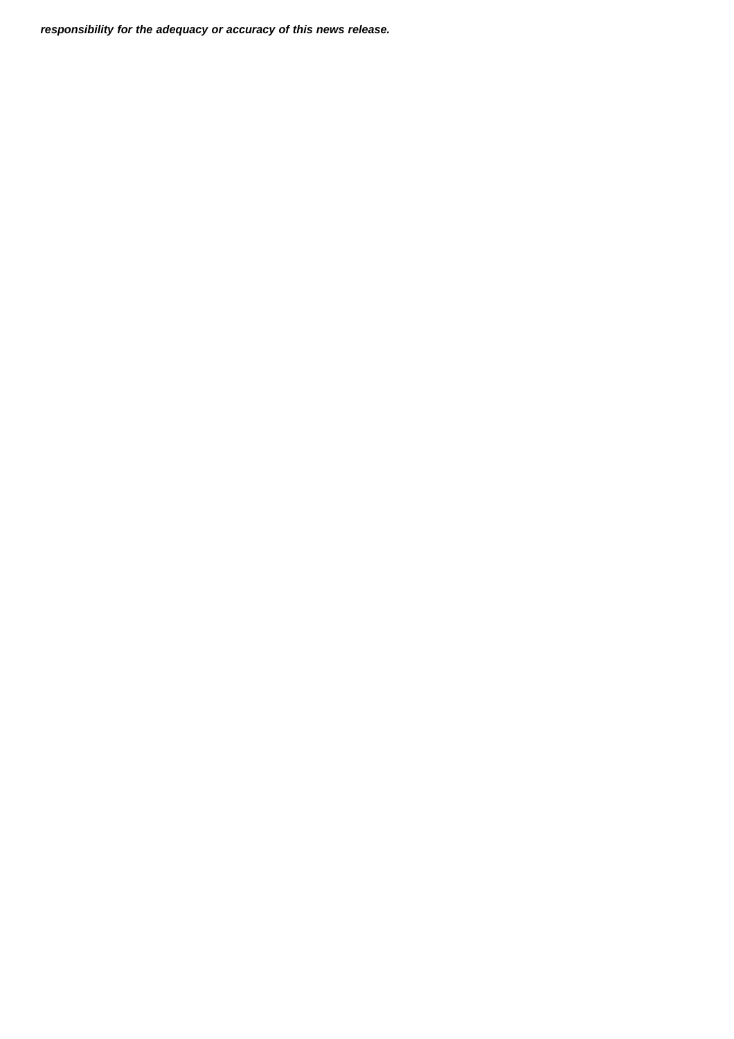***responsibility for the adequacy or accuracy of this news release.***